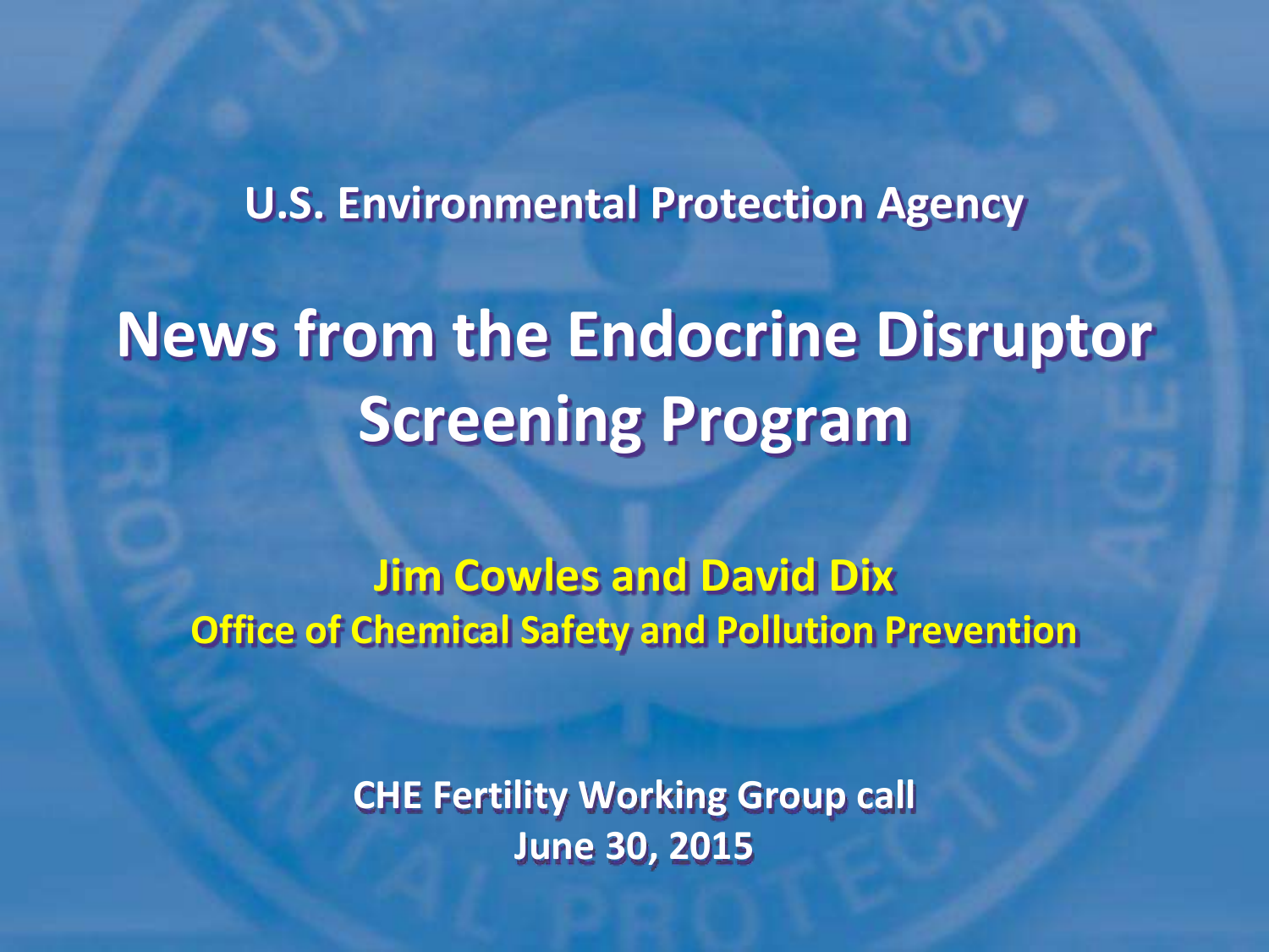U.S. Environmental Protection Agency

# News from the Endocrine Disruptor Screening Program

**Jim Cowles and David Dix**

**Office of Chemical Safety and Pollution Prevention**

CHE Fertility Working Group call

June 30, 2015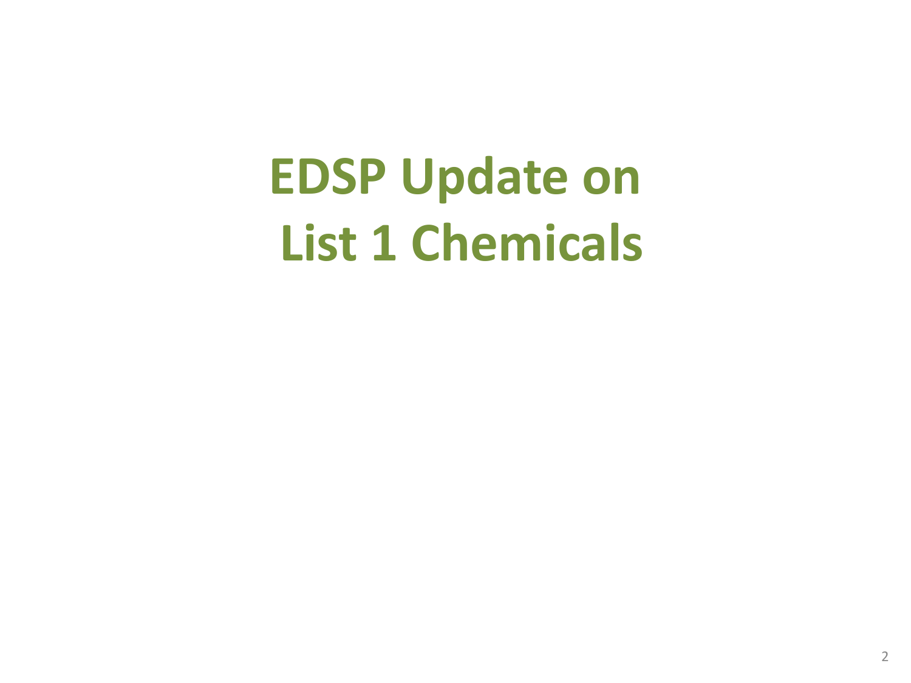# EDSP Update on List 1 Chemicals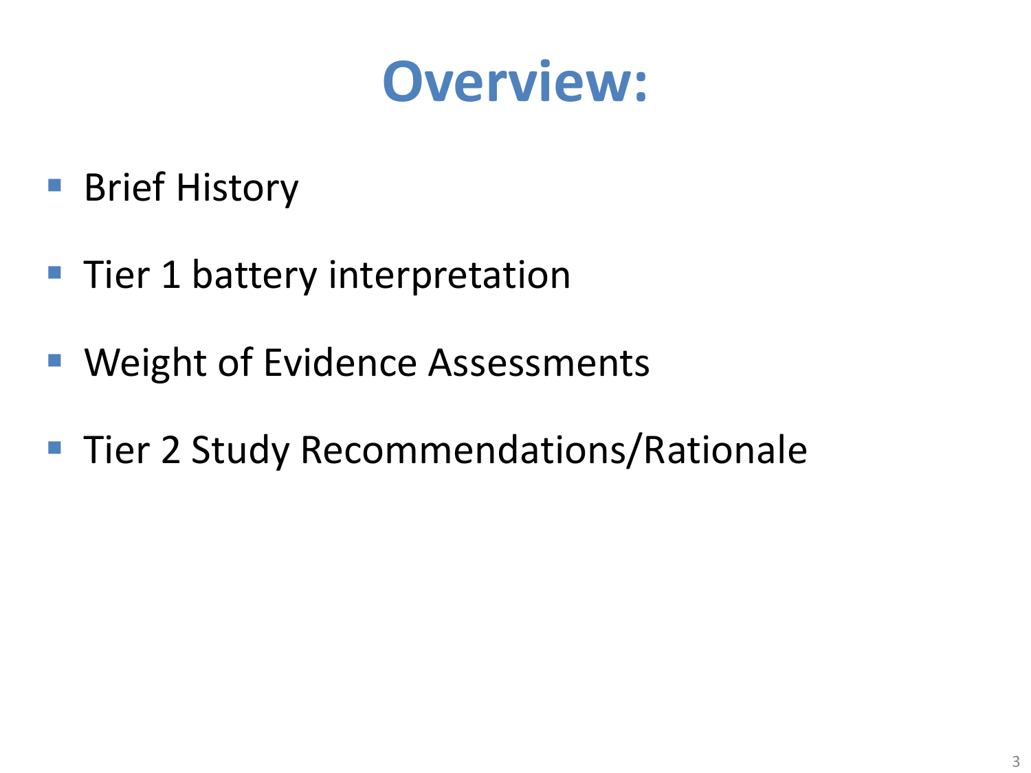# Overview:

- Brief History
- Tier 1 battery interpretation
- Weight of Evidence Assessments
- Tier 2 Study Recommendations/Rationale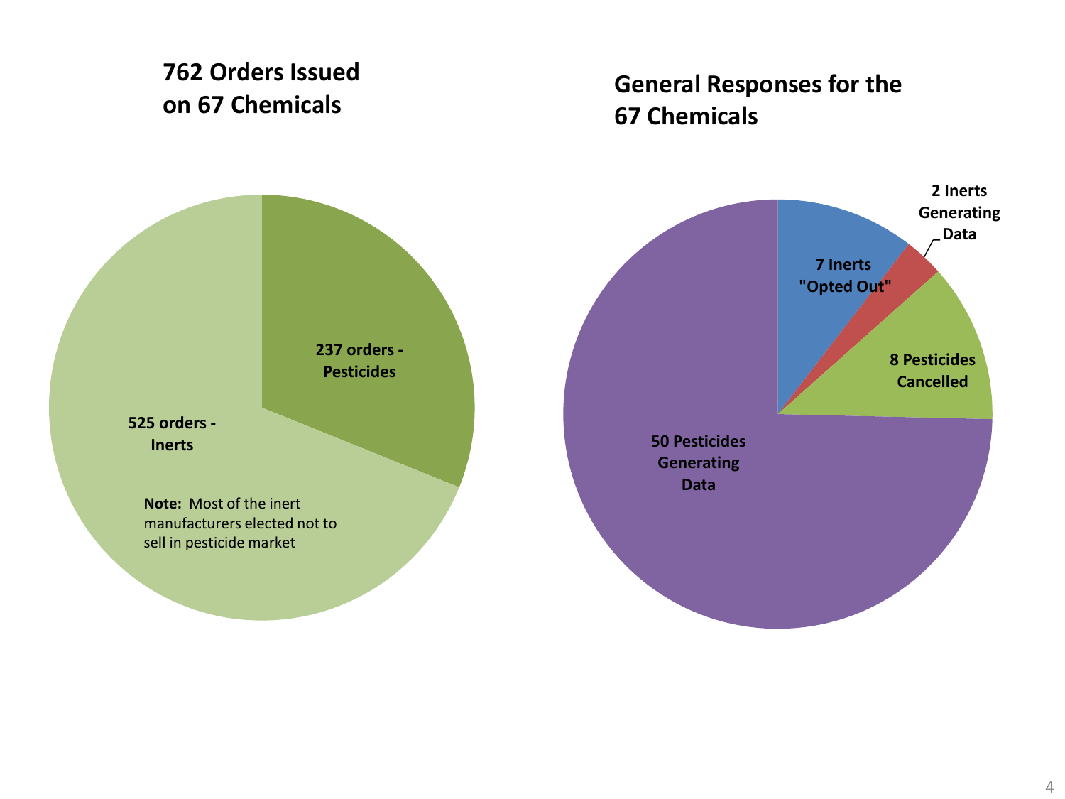## 762 Orders Issued on 67 Chemicals

- 237 orders - Pesticides
- 525 orders - Inerts

**Note:** Most of the inert manufacturers elected not to sell in pesticide market

## General Responses for the 67 Chemicals

- 7 Inerts "Opted Out"
- 2 Inerts Generating Data
- 8 Pesticides Cancelled
- 50 Pesticides Generating Data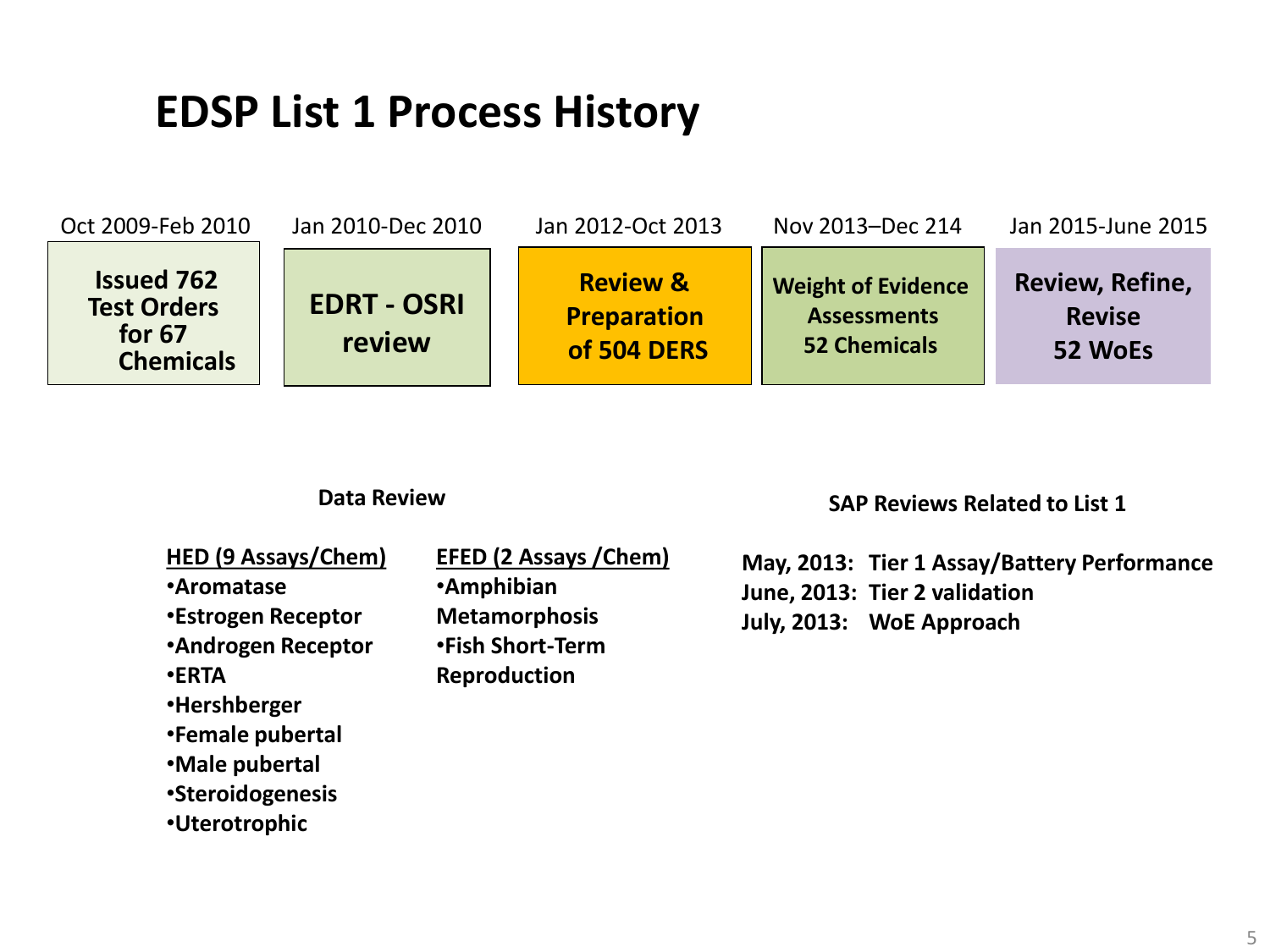# EDSP List 1 Process History

| Oct 2009-Feb 2010 | Jan 2010-Dec 2010 | Jan 2012-Oct 2013 | Nov 2013–Dec 214 | Jan 2015-June 2015 |
|---|---|---|---|---|
| **Issued 762 Test Orders for 67 Chemicals** | **EDRT - OSRI review** | **Review & Preparation of 504 DERS** | **Weight of Evidence Assessments 52 Chemicals** | **Review, Refine, Revise 52 WoEs** |

**Data Review**

**HED (9 Assays/Chem)**

- **Aromatase**
- **Estrogen Receptor**
- **Androgen Receptor**
- **ERTA**
- **Hershberger**
- **Female pubertal**
- **Male pubertal**
- **Steroidogenesis**
- **Uterotrophic**

**EFED (2 Assays /Chem)**

- **Amphibian Metamorphosis**
- **Fish Short-Term Reproduction**

**SAP Reviews Related to List 1**

**May, 2013:** **Tier 1 Assay/Battery Performance**
**June, 2013:** **Tier 2 validation**
**July, 2013:** **WoE Approach**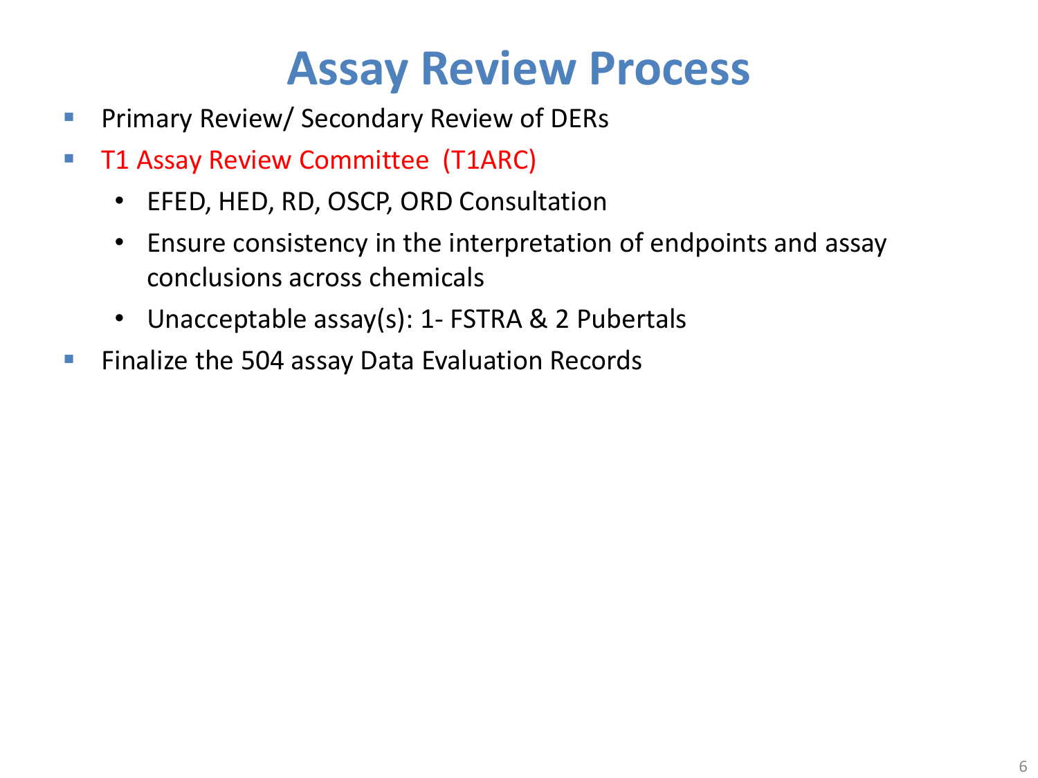# Assay Review Process

- Primary Review/ Secondary Review of DERs
- T1 Assay Review Committee (T1ARC)
  - EFED, HED, RD, OSCP, ORD Consultation
  - Ensure consistency in the interpretation of endpoints and assay conclusions across chemicals
  - Unacceptable assay(s): 1- FSTRA & 2 Pubertals
- Finalize the 504 assay Data Evaluation Records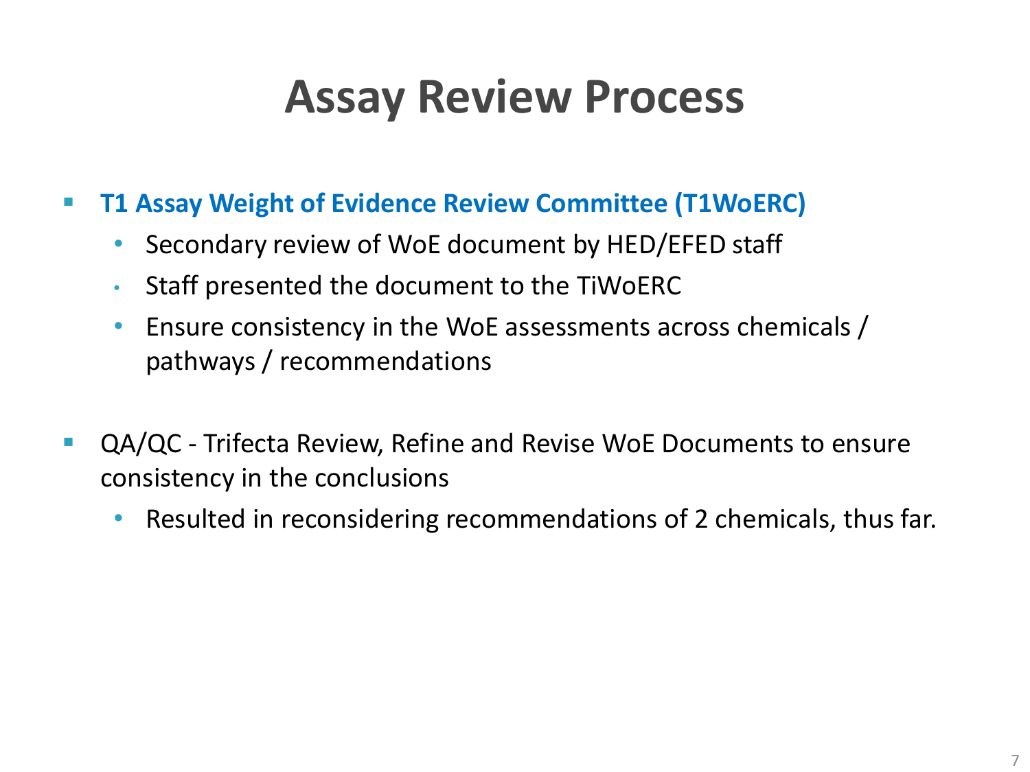# Assay Review Process

- **T1 Assay Weight of Evidence Review Committee (T1WoERC)**
  - Secondary review of WoE document by HED/EFED staff
  - Staff presented the document to the TiWoERC
  - Ensure consistency in the WoE assessments across chemicals / pathways / recommendations

- QA/QC - Trifecta Review, Refine and Revise WoE Documents to ensure consistency in the conclusions
  - Resulted in reconsidering recommendations of 2 chemicals, thus far.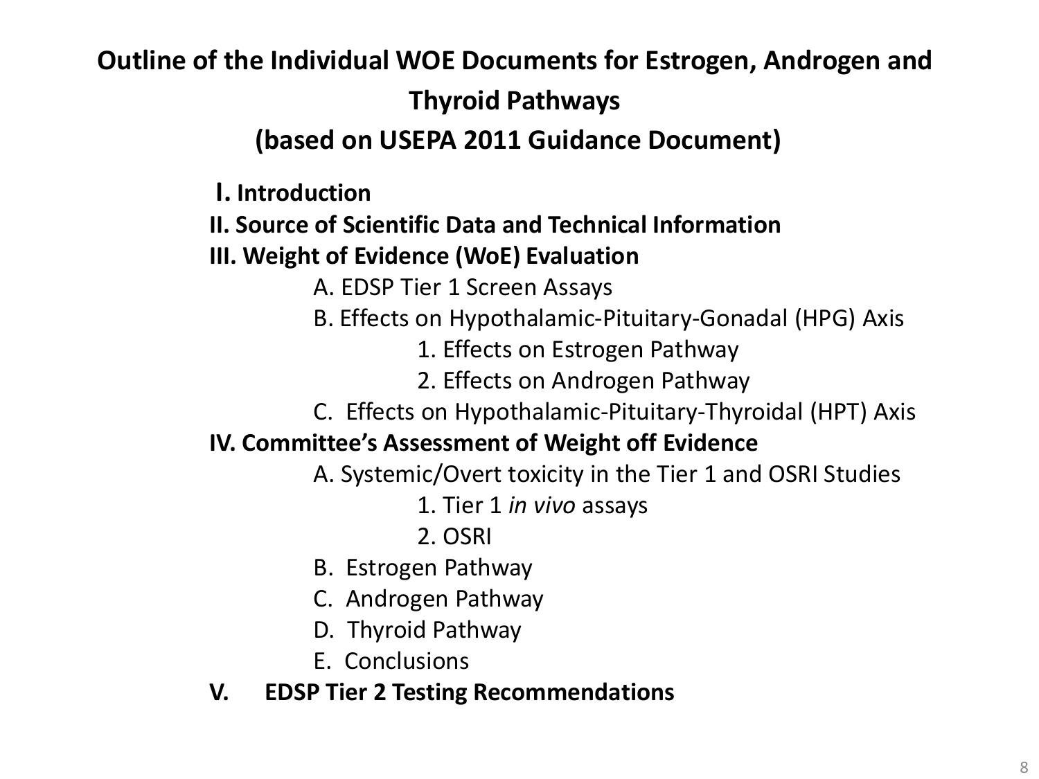# Outline of the Individual WOE Documents for Estrogen, Androgen and Thyroid Pathways

## (based on USEPA 2011 Guidance Document)

**I. Introduction**

**II. Source of Scientific Data and Technical Information**

**III. Weight of Evidence (WoE) Evaluation**

- A. EDSP Tier 1 Screen Assays
- B. Effects on Hypothalamic-Pituitary-Gonadal (HPG) Axis
  - 1. Effects on Estrogen Pathway
  - 2. Effects on Androgen Pathway
- C. Effects on Hypothalamic-Pituitary-Thyroidal (HPT) Axis

**IV. Committee's Assessment of Weight off Evidence**

- A. Systemic/Overt toxicity in the Tier 1 and OSRI Studies
  - 1. Tier 1 *in vivo* assays
  - 2. OSRI
- B. Estrogen Pathway
- C. Androgen Pathway
- D. Thyroid Pathway
- E. Conclusions

**V. EDSP Tier 2 Testing Recommendations**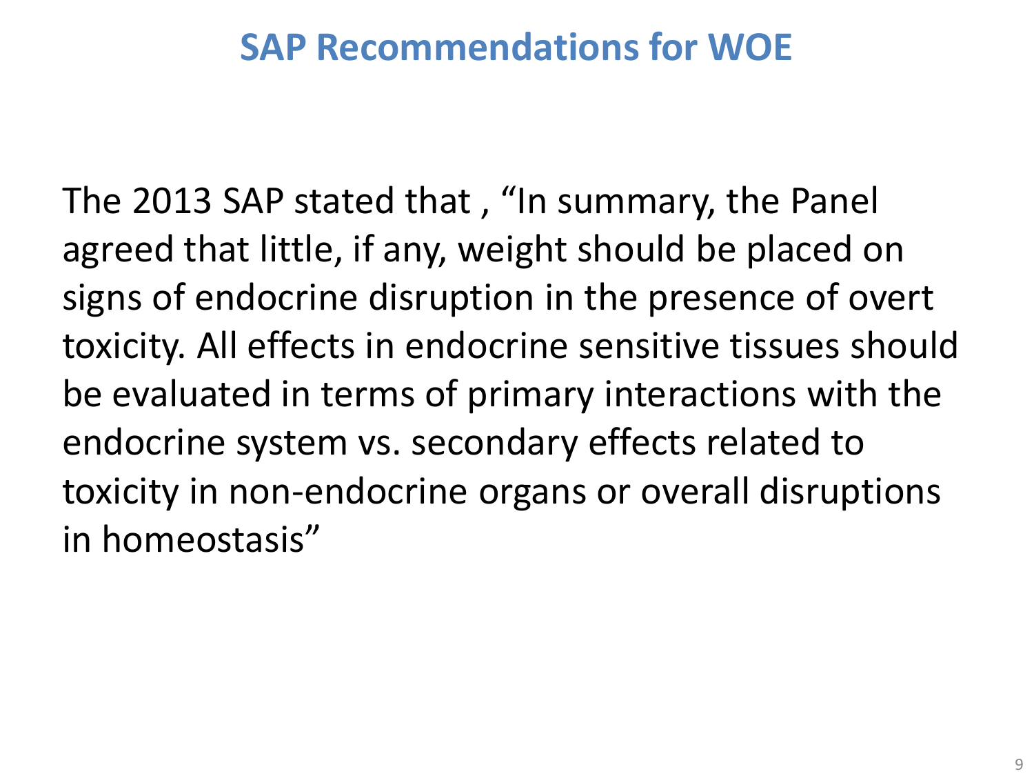# SAP Recommendations for WOE

The 2013 SAP stated that , "In summary, the Panel agreed that little, if any, weight should be placed on signs of endocrine disruption in the presence of overt toxicity. All effects in endocrine sensitive tissues should be evaluated in terms of primary interactions with the endocrine system vs. secondary effects related to toxicity in non-endocrine organs or overall disruptions in homeostasis"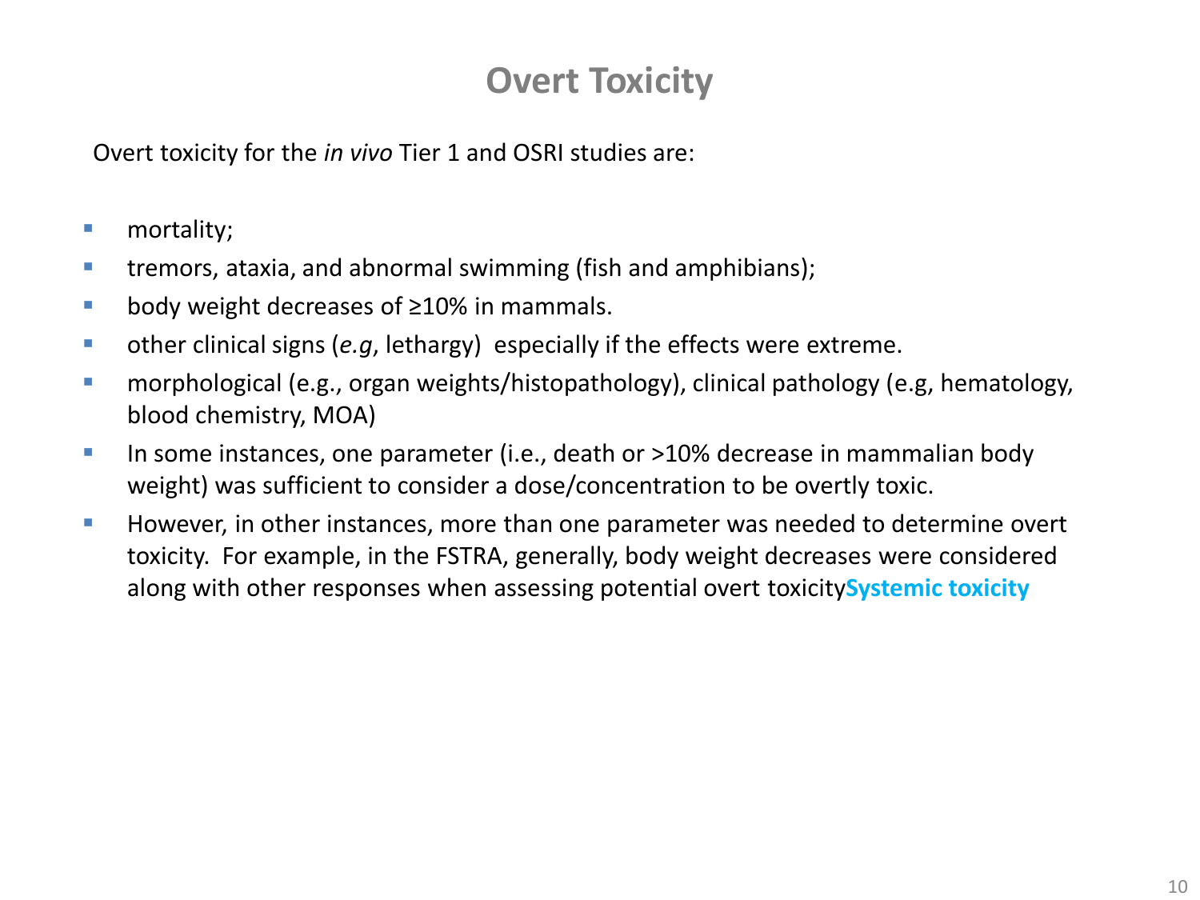# Overt Toxicity

Overt toxicity for the *in vivo* Tier 1 and OSRI studies are:

- mortality;
- tremors, ataxia, and abnormal swimming (fish and amphibians);
- body weight decreases of ≥10% in mammals.
- other clinical signs (*e.g*, lethargy) especially if the effects were extreme.
- morphological (e.g., organ weights/histopathology), clinical pathology (e.g, hematology, blood chemistry, MOA)
- In some instances, one parameter (i.e., death or >10% decrease in mammalian body weight) was sufficient to consider a dose/concentration to be overtly toxic.
- However, in other instances, more than one parameter was needed to determine overt toxicity. For example, in the FSTRA, generally, body weight decreases were considered along with other responses when assessing potential overt toxicity**Systemic toxicity**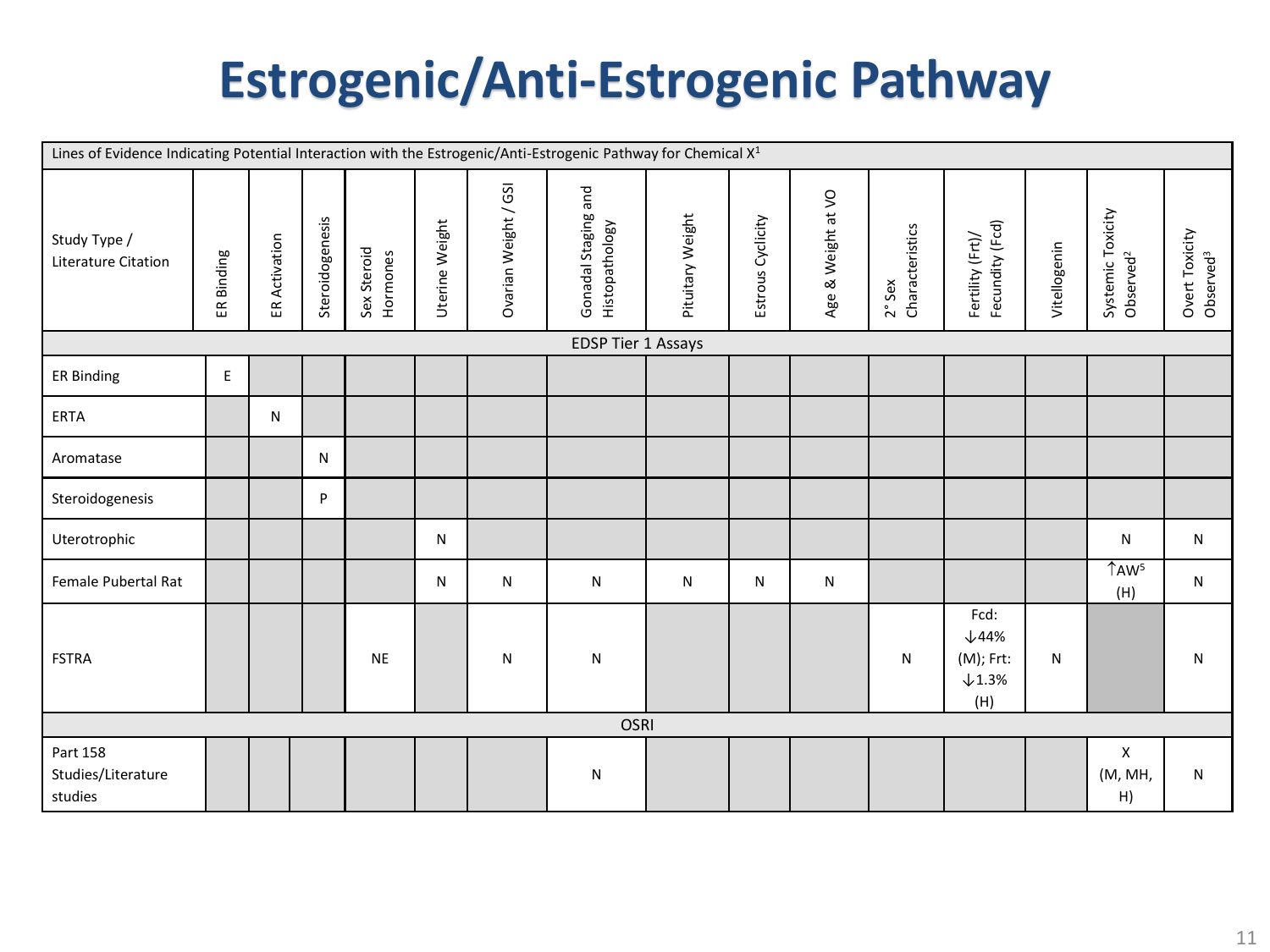# Estrogenic/Anti-Estrogenic Pathway

| Lines of Evidence Indicating Potential Interaction with the Estrogenic/Anti-Estrogenic Pathway for Chemical X[1] | | | | | | | | | | | | | | | | |
|---|---|---|---|---|---|---|---|---|---|---|---|---|---|---|---|---|
| Study Type / Literature Citation | ER Binding | ER Activation | Steroidogenesis | Sex Steroid Hormones | Uterine Weight | Ovarian Weight / GSI | Gonadal Staging and Histopathology | Pituitary Weight | Estrous Cyclicity | Age & Weight at VO | 2° Sex Characteristics | Fertility (Frt)/ Fecundity (Fcd) | Vitellogenin | Systemic Toxicity Observed[2] | Overt Toxicity Observed[3] |
| **EDSP Tier 1 Assays** | | | | | | | | | | | | | | | |
| ER Binding | E | | | | | | | | | | | | | | |
| ERTA | | N | | | | | | | | | | | | | |
| Aromatase | | | N | | | | | | | | | | | | |
| Steroidogenesis | | | P | | | | | | | | | | | | |
| Uterotrophic | | | | | N | | | | | | | | | N | N |
| Female Pubertal Rat | | | | | N | N | N | N | N | N | | | | ↑AW[5] (H) | N |
| FSTRA | | | | NE | | N | N | | | | N | Fcd: ↓44% (M); Frt: ↓1.3% (H) | N | | N |
| **OSRI** | | | | | | | | | | | | | | | |
| Part 158 Studies/Literature studies | | | | | | | N | | | | | | | X (M, MH, H) | N |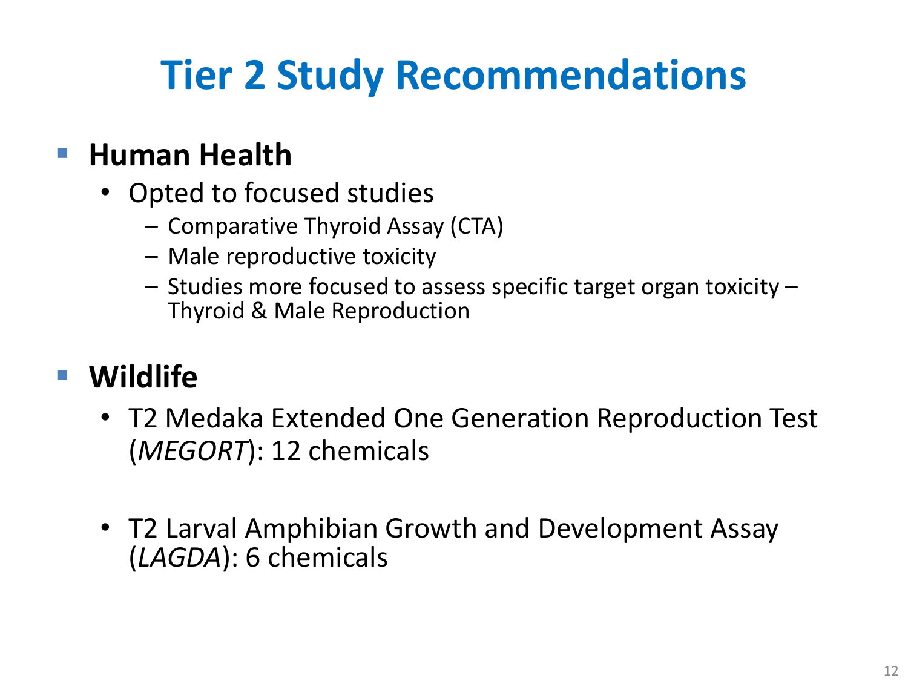# Tier 2 Study Recommendations

- **Human Health**
  - Opted to focused studies
    - Comparative Thyroid Assay (CTA)
    - Male reproductive toxicity
    - Studies more focused to assess specific target organ toxicity – Thyroid & Male Reproduction

- **Wildlife**
  - T2 Medaka Extended One Generation Reproduction Test (*MEGORT*): 12 chemicals
  - T2 Larval Amphibian Growth and Development Assay (*LAGDA*): 6 chemicals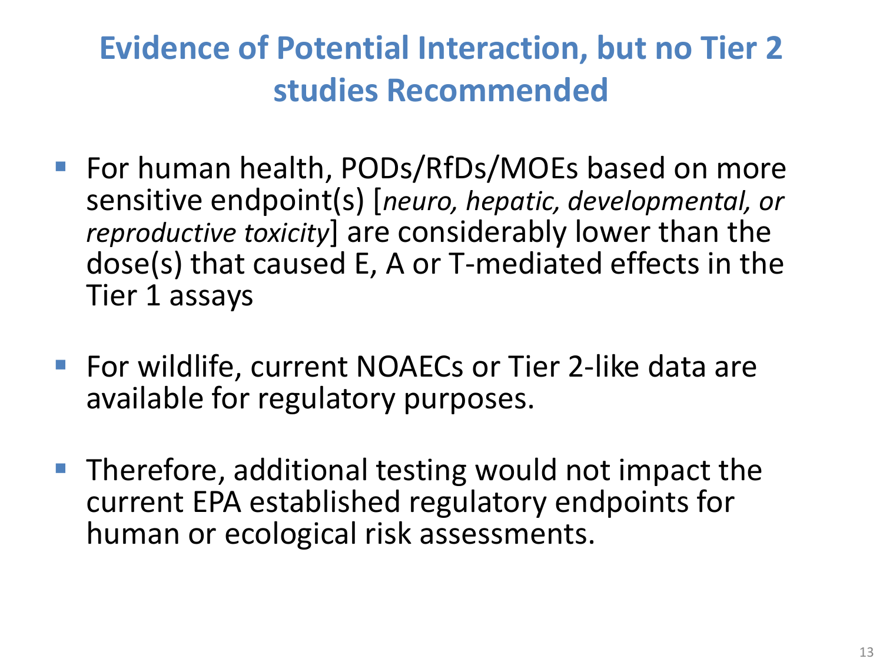# Evidence of Potential Interaction, but no Tier 2 studies Recommended

- For human health, PODs/RfDs/MOEs based on more sensitive endpoint(s) [*neuro, hepatic, developmental, or reproductive toxicity*] are considerably lower than the dose(s) that caused E, A or T-mediated effects in the Tier 1 assays

- For wildlife, current NOAECs or Tier 2-like data are available for regulatory purposes.

- Therefore, additional testing would not impact the current EPA established regulatory endpoints for human or ecological risk assessments.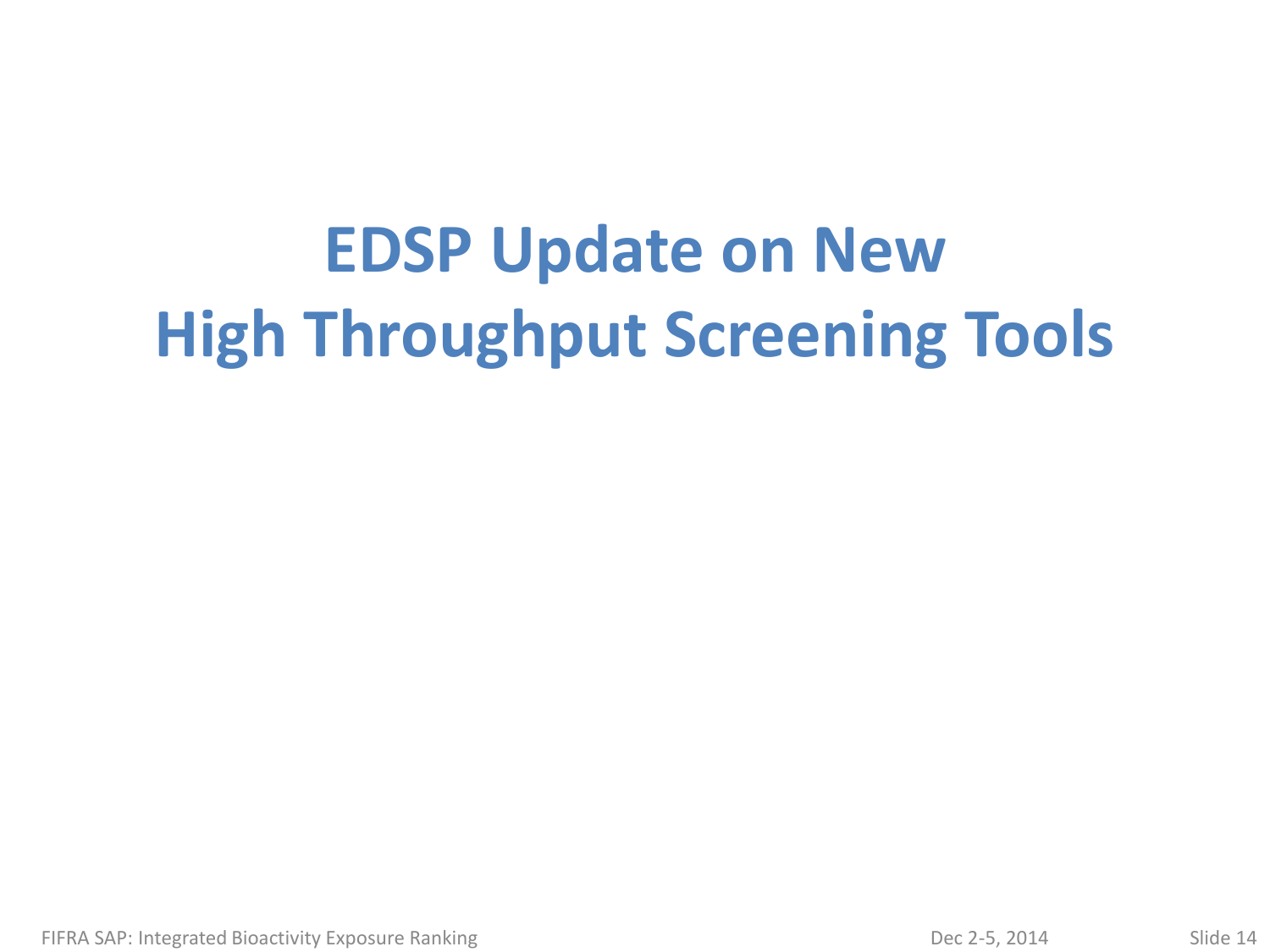# EDSP Update on New High Throughput Screening Tools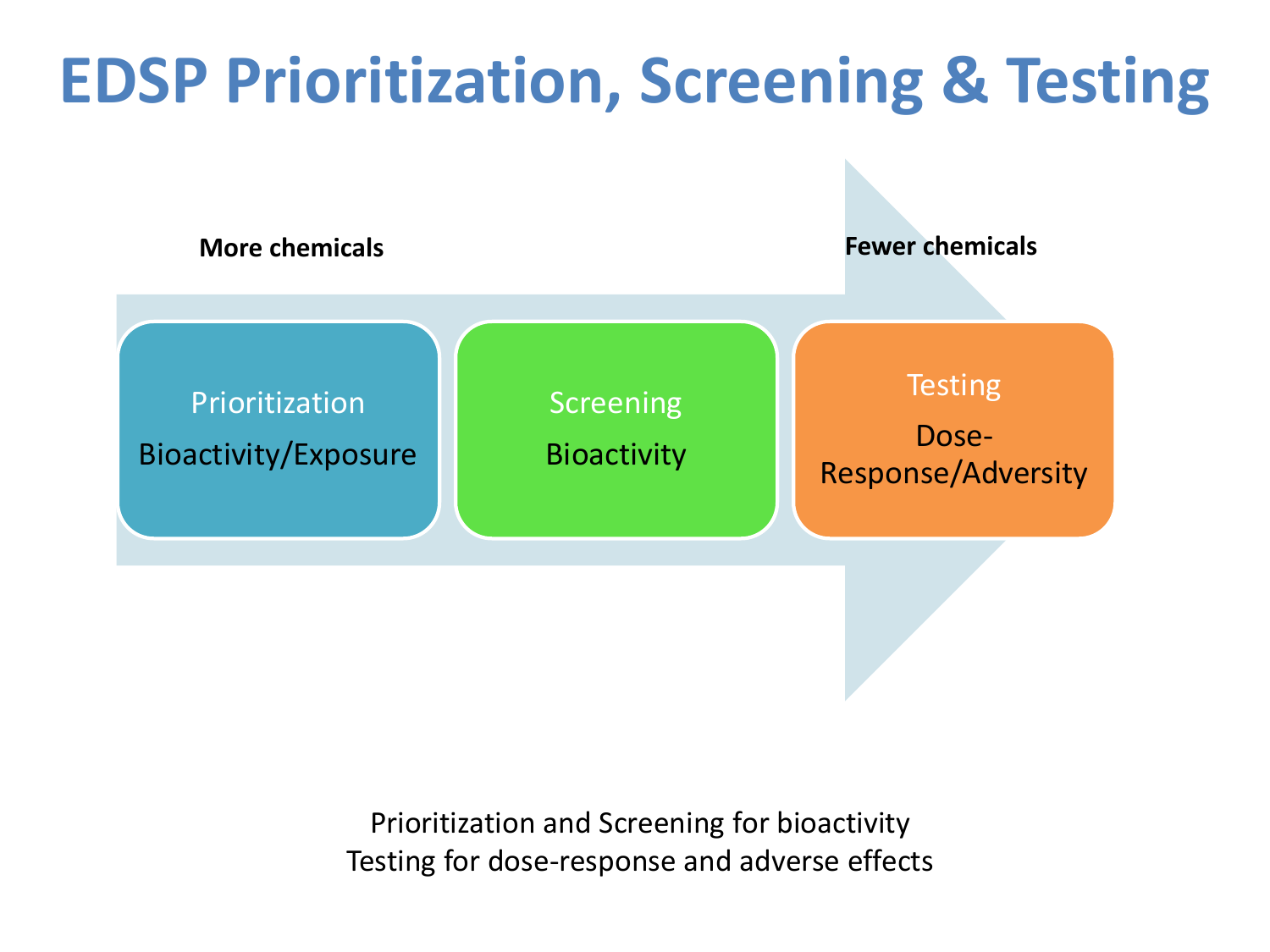# EDSP Prioritization, Screening & Testing

**More chemicals**

**Fewer chemicals**

Prioritization
Bioactivity/Exposure

Screening
Bioactivity

Testing
Dose-Response/Adversity

Prioritization and Screening for bioactivity
Testing for dose-response and adverse effects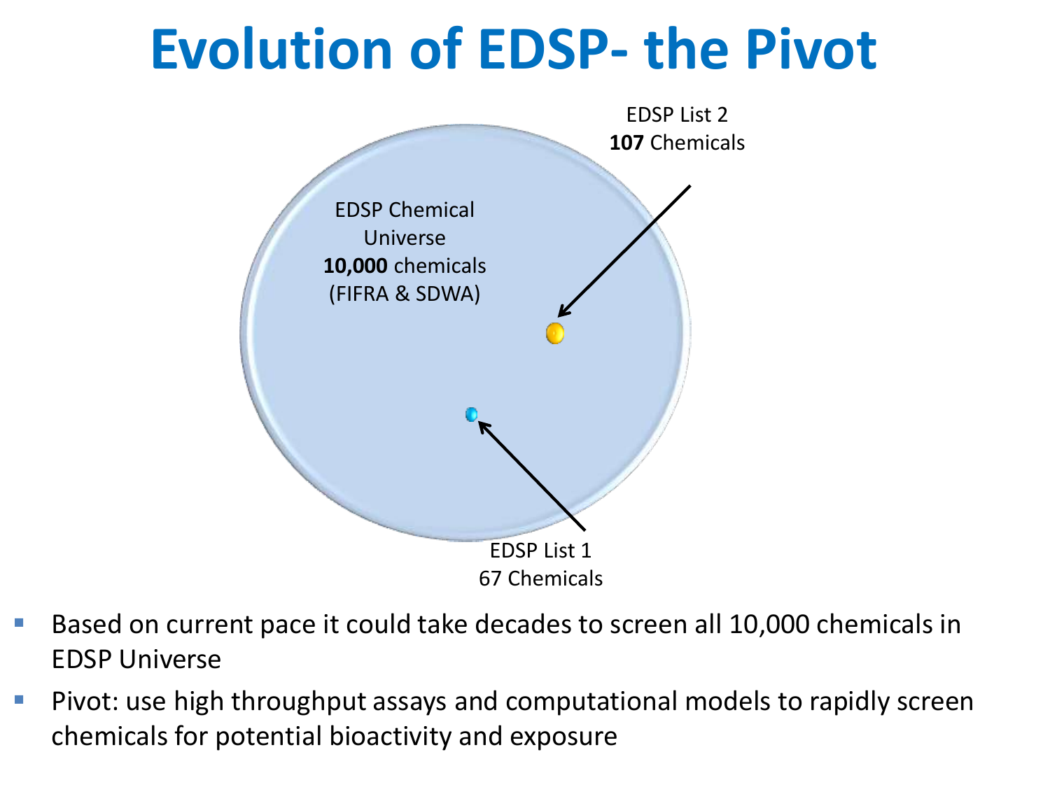# Evolution of EDSP- the Pivot

EDSP Chemical Universe
**10,000** chemicals
(FIFRA & SDWA)

EDSP List 2
**107** Chemicals

EDSP List 1
67 Chemicals

- Based on current pace it could take decades to screen all 10,000 chemicals in EDSP Universe
- Pivot: use high throughput assays and computational models to rapidly screen chemicals for potential bioactivity and exposure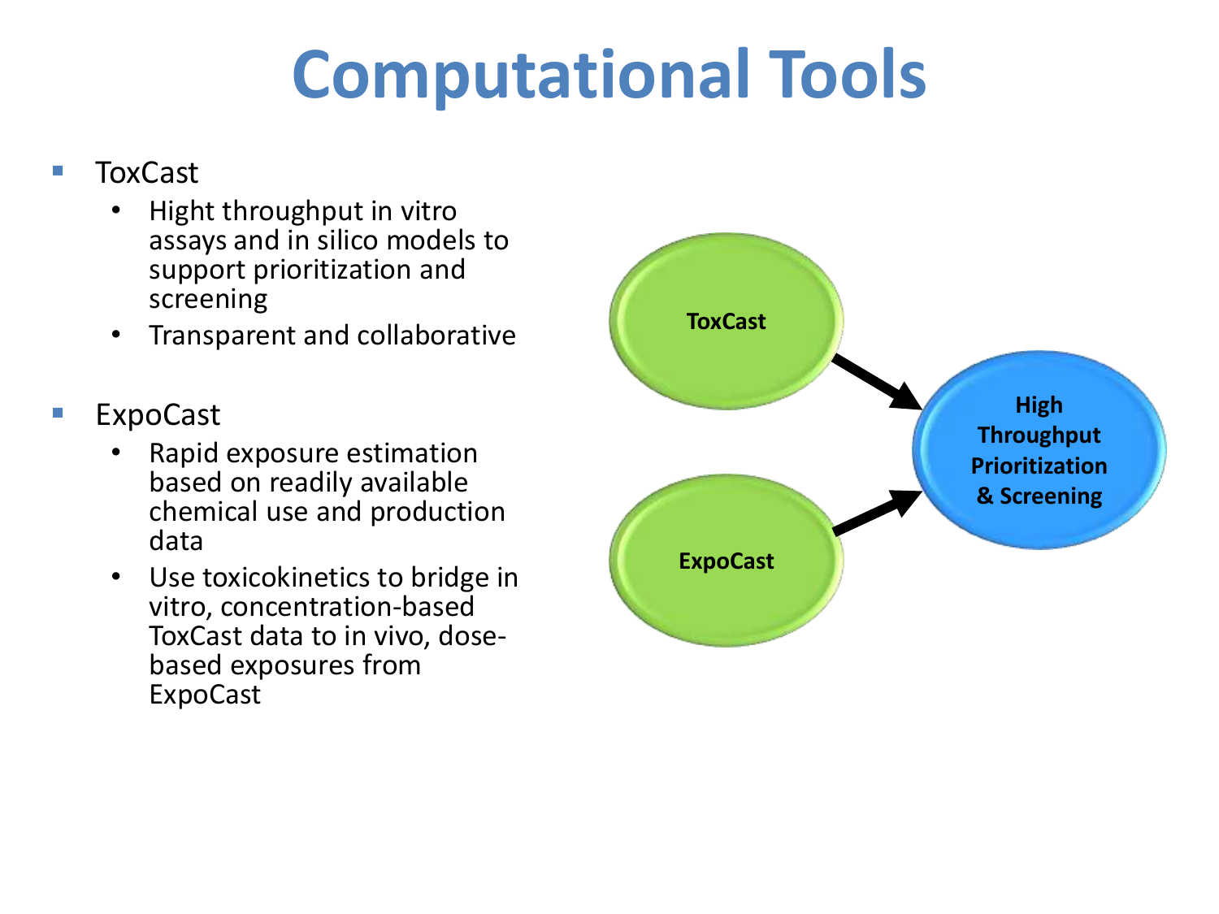# Computational Tools

- ToxCast
  - Hight throughput in vitro assays and in silico models to support prioritization and screening
  - Transparent and collaborative
- ExpoCast
  - Rapid exposure estimation based on readily available chemical use and production data
  - Use toxicokinetics to bridge in vitro, concentration-based ToxCast data to in vivo, dose-based exposures from ExpoCast

ToxCast → High Throughput Prioritization & Screening

ExpoCast → High Throughput Prioritization & Screening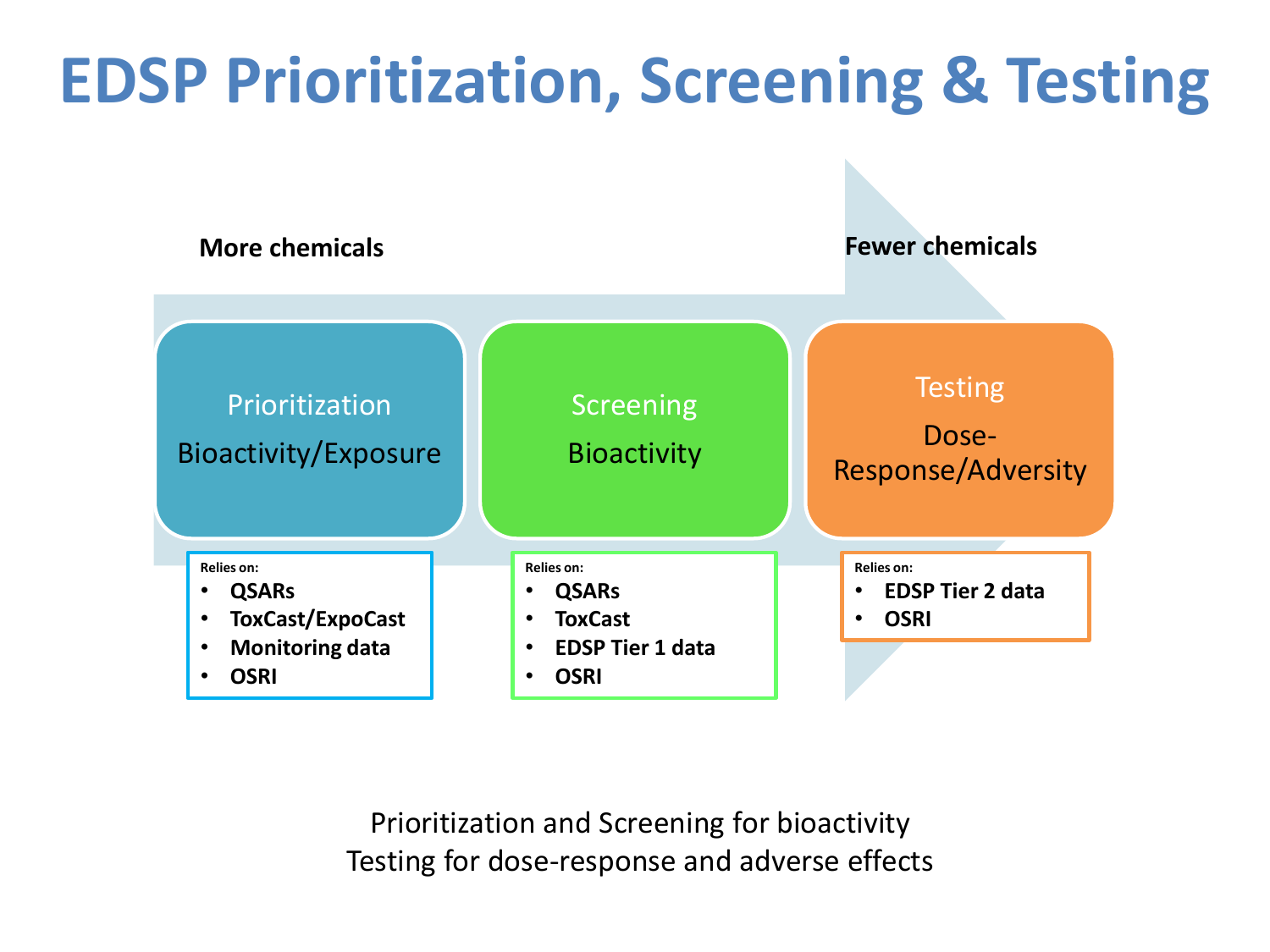# EDSP Prioritization, Screening & Testing

More chemicals → Fewer chemicals

**Prioritization**
Bioactivity/Exposure

Relies on:
- **QSARs**
- **ToxCast/ExpoCast**
- **Monitoring data**
- **OSRI**

**Screening**
Bioactivity

Relies on:
- **QSARs**
- **ToxCast**
- **EDSP Tier 1 data**
- **OSRI**

**Testing**
Dose-Response/Adversity

Relies on:
- **EDSP Tier 2 data**
- **OSRI**

Prioritization and Screening for bioactivity
Testing for dose-response and adverse effects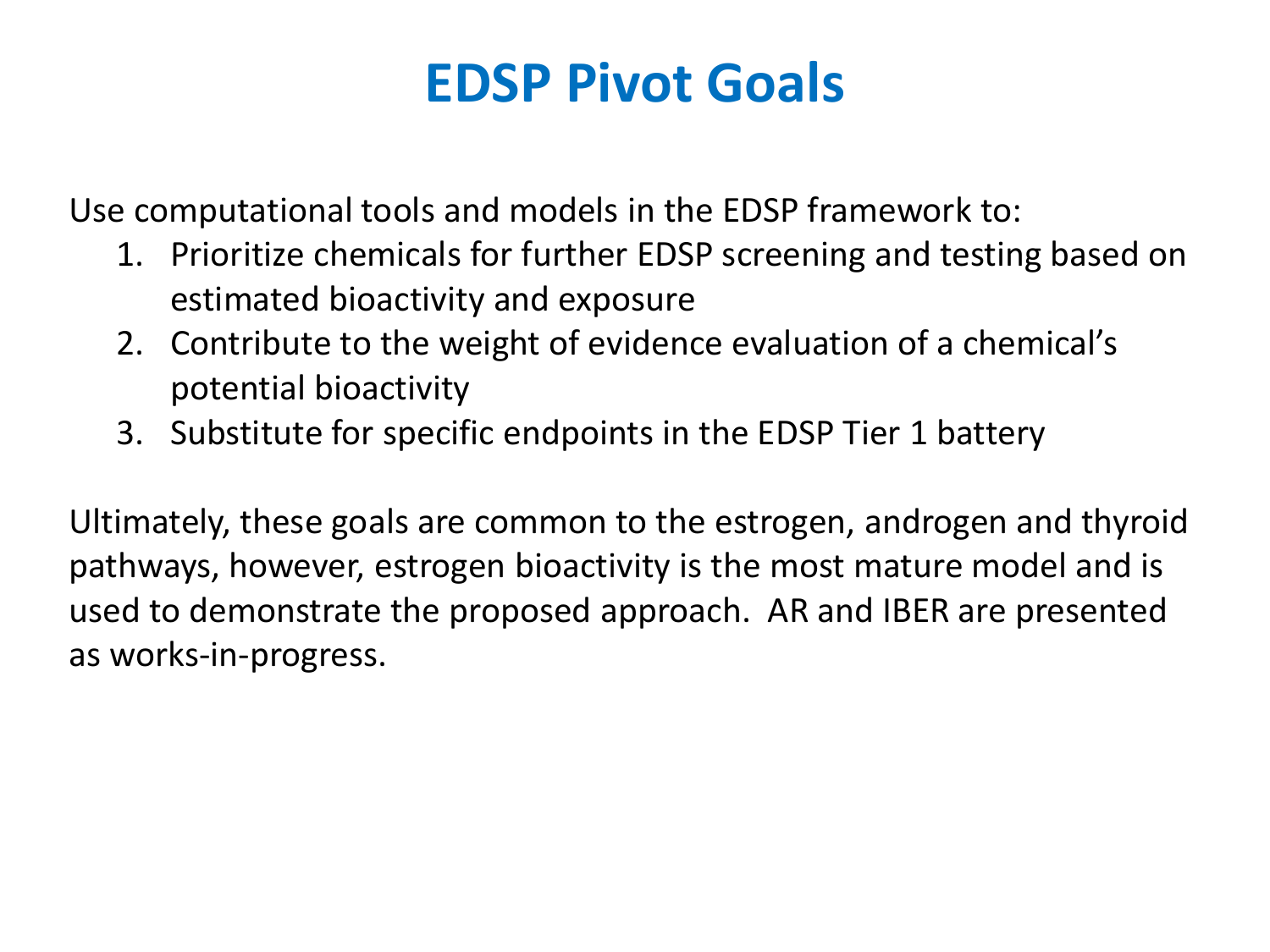# EDSP Pivot Goals

Use computational tools and models in the EDSP framework to:

1. Prioritize chemicals for further EDSP screening and testing based on estimated bioactivity and exposure
2. Contribute to the weight of evidence evaluation of a chemical's potential bioactivity
3. Substitute for specific endpoints in the EDSP Tier 1 battery

Ultimately, these goals are common to the estrogen, androgen and thyroid pathways, however, estrogen bioactivity is the most mature model and is used to demonstrate the proposed approach. AR and IBER are presented as works-in-progress.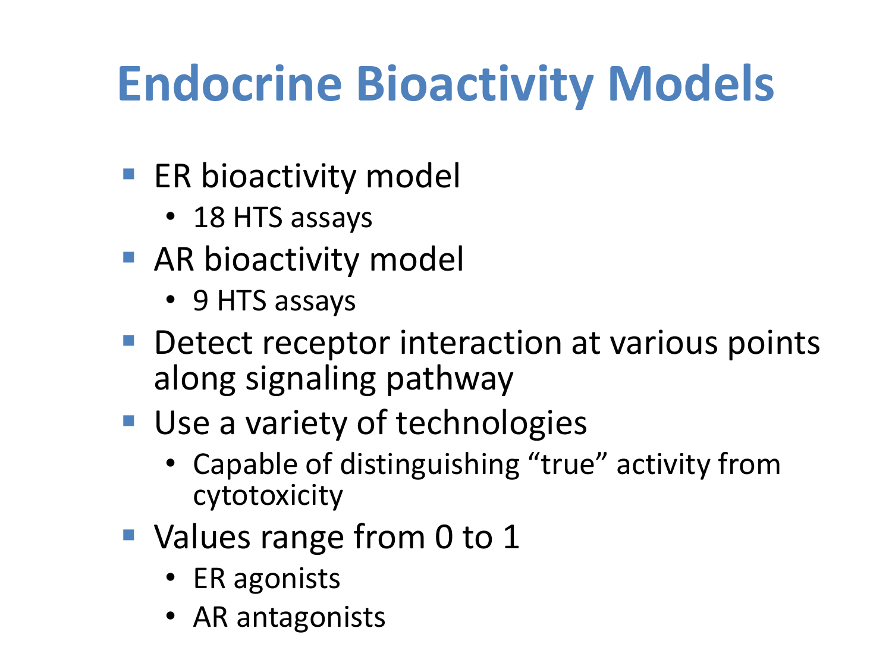# Endocrine Bioactivity Models

- ER bioactivity model
  - 18 HTS assays
- AR bioactivity model
  - 9 HTS assays
- Detect receptor interaction at various points along signaling pathway
- Use a variety of technologies
  - Capable of distinguishing “true” activity from cytotoxicity
- Values range from 0 to 1
  - ER agonists
  - AR antagonists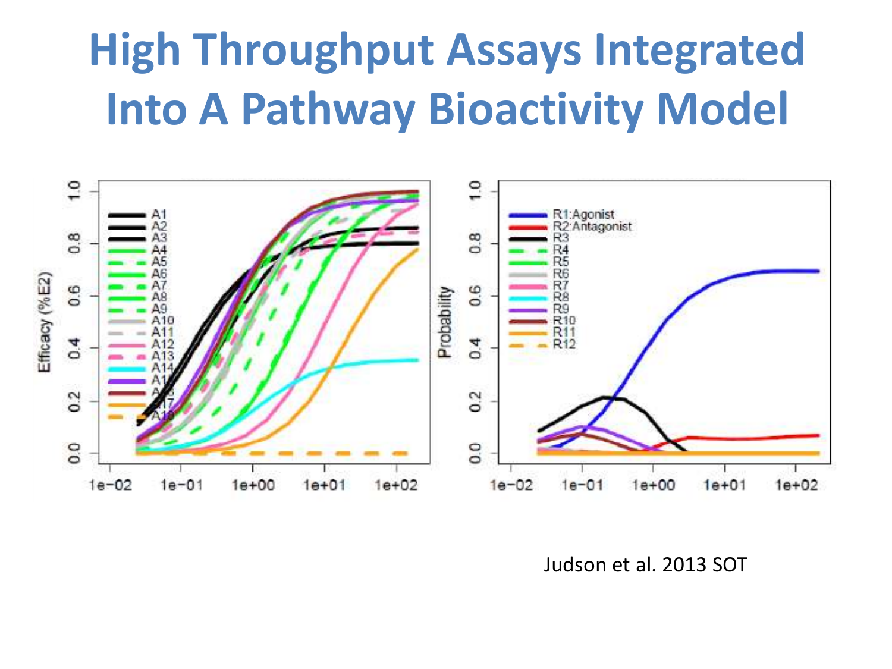# High Throughput Assays Integrated Into A Pathway Bioactivity Model

Judson et al. 2013 SOT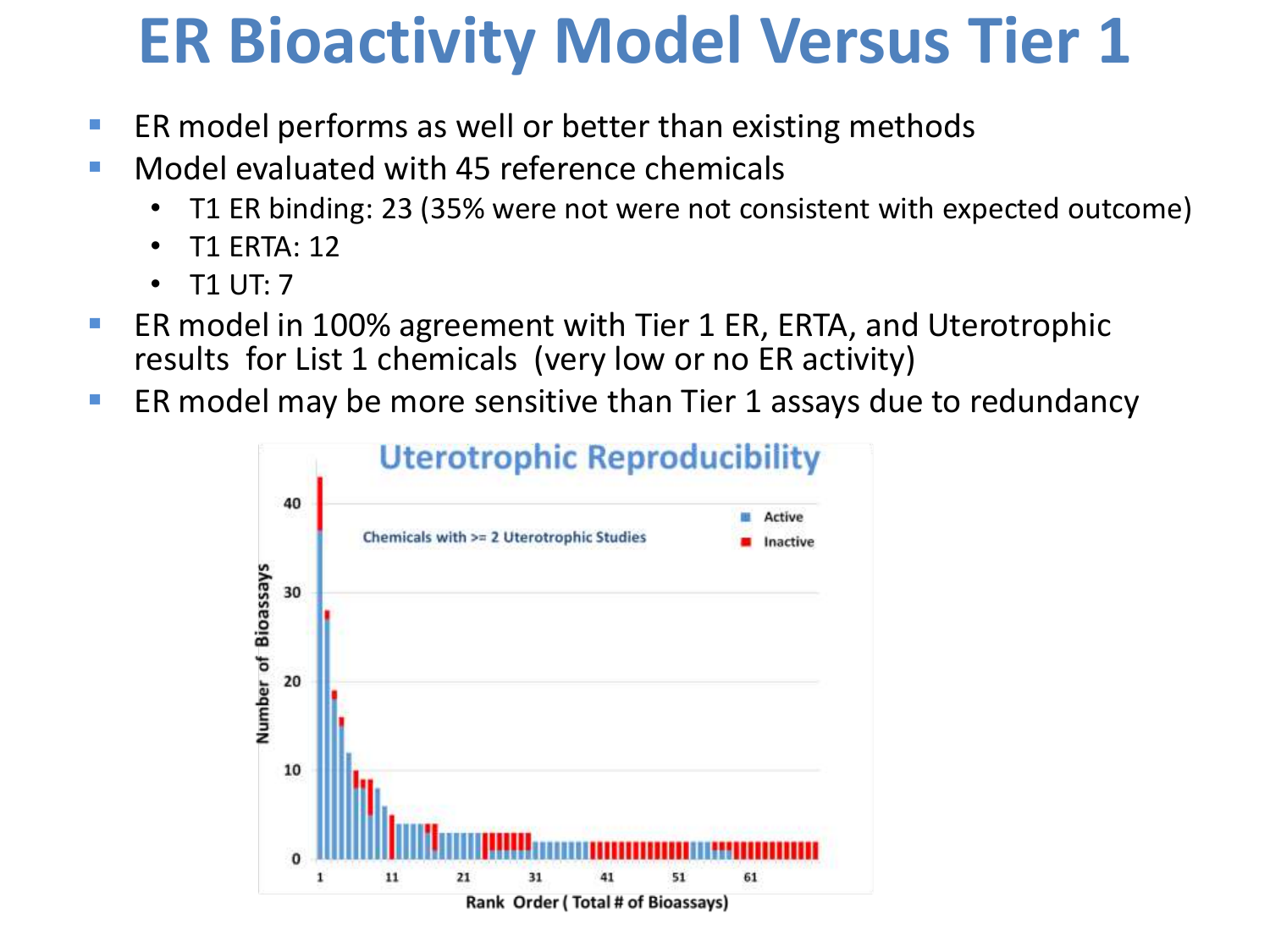# ER Bioactivity Model Versus Tier 1

- ER model performs as well or better than existing methods
- Model evaluated with 45 reference chemicals
  - T1 ER binding: 23 (35% were not were not consistent with expected outcome)
  - T1 ERTA: 12
  - T1 UT: 7
- ER model in 100% agreement with Tier 1 ER, ERTA, and Uterotrophic results for List 1 chemicals (very low or no ER activity)
- ER model may be more sensitive than Tier 1 assays due to redundancy

Uterotrophic Reproducibility

Chemicals with >= 2 Uterotrophic Studies

Legend: Active, Inactive

Y-axis: Number of Bioassays

X-axis: Rank Order ( Total # of Bioassays)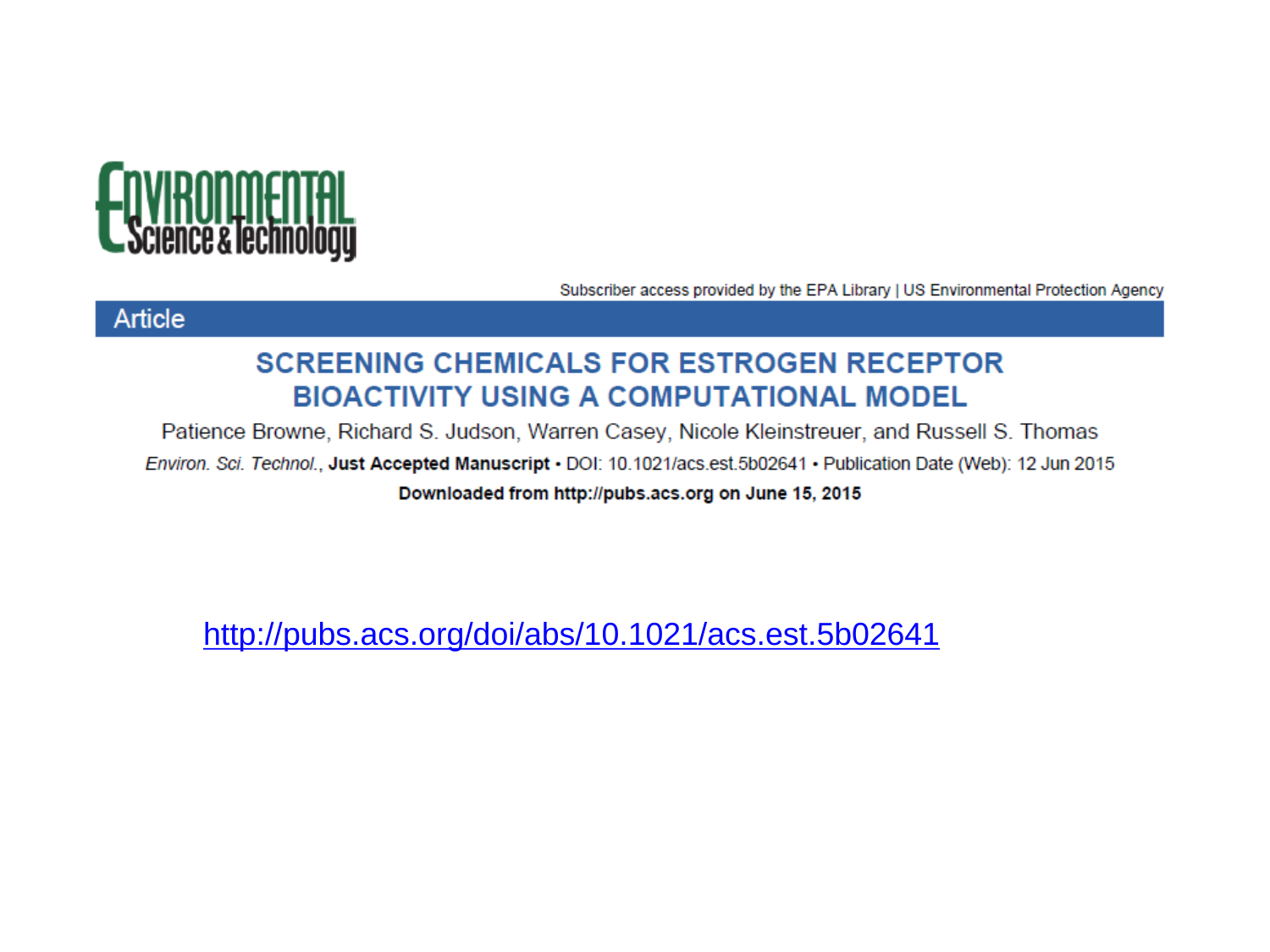Environmental Science & Technology

Subscriber access provided by the EPA Library | US Environmental Protection Agency

Article

# SCREENING CHEMICALS FOR ESTROGEN RECEPTOR BIOACTIVITY USING A COMPUTATIONAL MODEL

Patience Browne, Richard S. Judson, Warren Casey, Nicole Kleinstreuer, and Russell S. Thomas

*Environ. Sci. Technol.*, **Just Accepted Manuscript** • DOI: 10.1021/acs.est.5b02641 • Publication Date (Web): 12 Jun 2015

**Downloaded from http://pubs.acs.org on June 15, 2015**

http://pubs.acs.org/doi/abs/10.1021/acs.est.5b02641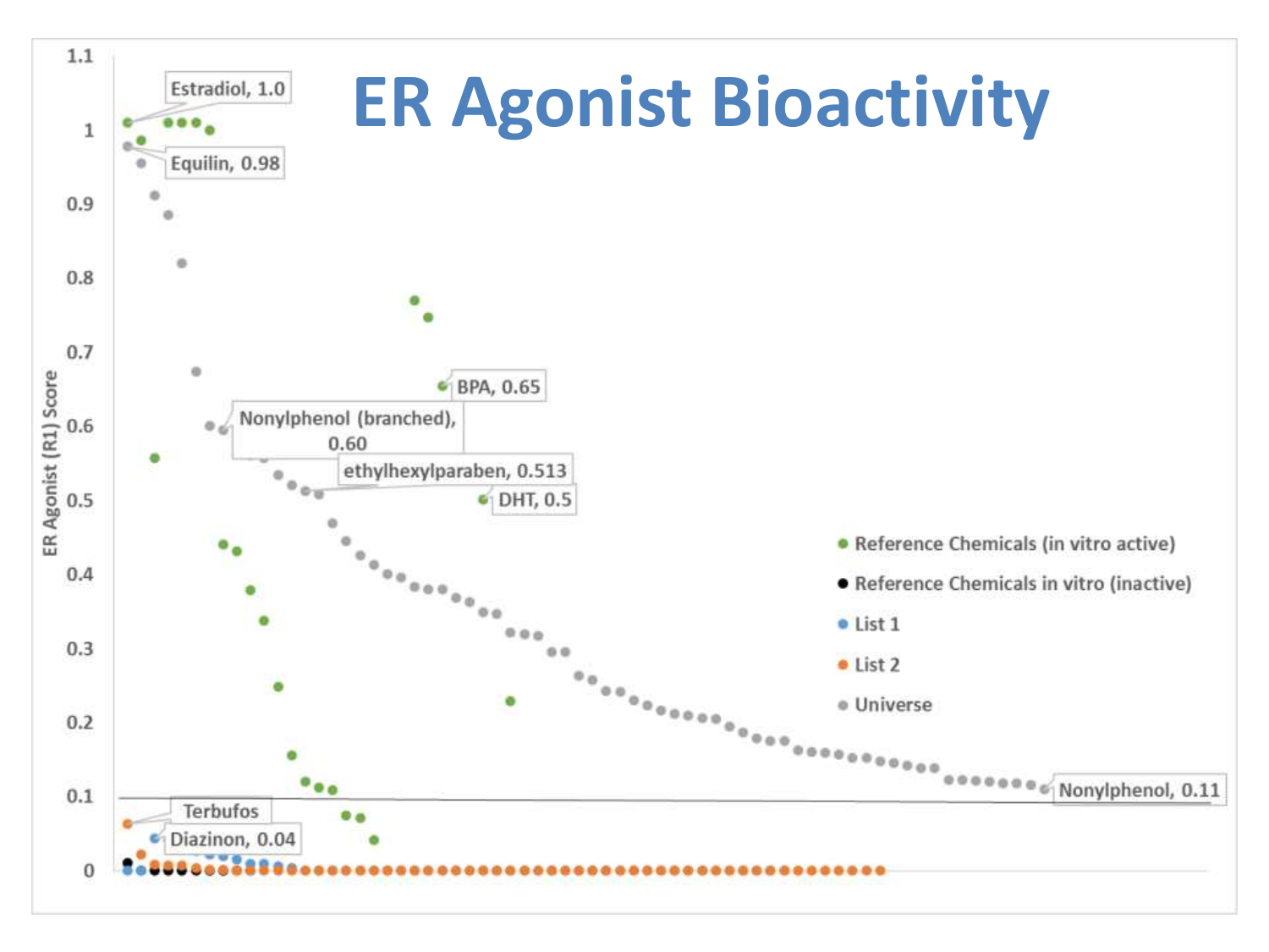# ER Agonist Bioactivity

ER Agonist (R1) Score

- Estradiol, 1.0
- Equilin, 0.98
- BPA, 0.65
- Nonylphenol (branched), 0.60
- ethylhexylparaben, 0.513
- DHT, 0.5
- Nonylphenol, 0.11
- Terbufos
- Diazinon, 0.04

Legend:

- Reference Chemicals (in vitro active)
- Reference Chemicals in vitro (inactive)
- List 1
- List 2
- Universe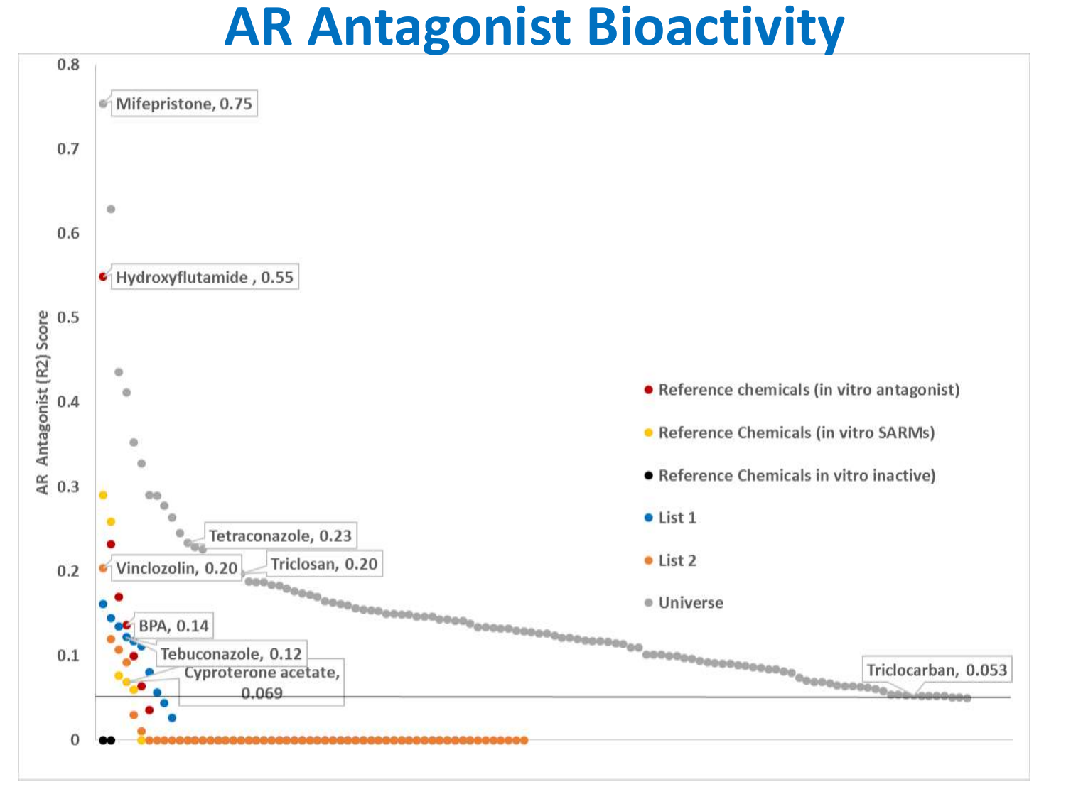# AR Antagonist Bioactivity

AR Antagonist (R2) Score

- Mifepristone, 0.75
- Hydroxyflutamide , 0.55
- Tetraconazole, 0.23
- Vinclozolin, 0.20
- Triclosan, 0.20
- BPA, 0.14
- Tebuconazole, 0.12
- Cyproterone acetate, 0.069
- Triclocarban, 0.053

Legend:

- Reference chemicals (in vitro antagonist)
- Reference Chemicals (in vitro SARMs)
- Reference Chemicals in vitro inactive)
- List 1
- List 2
- Universe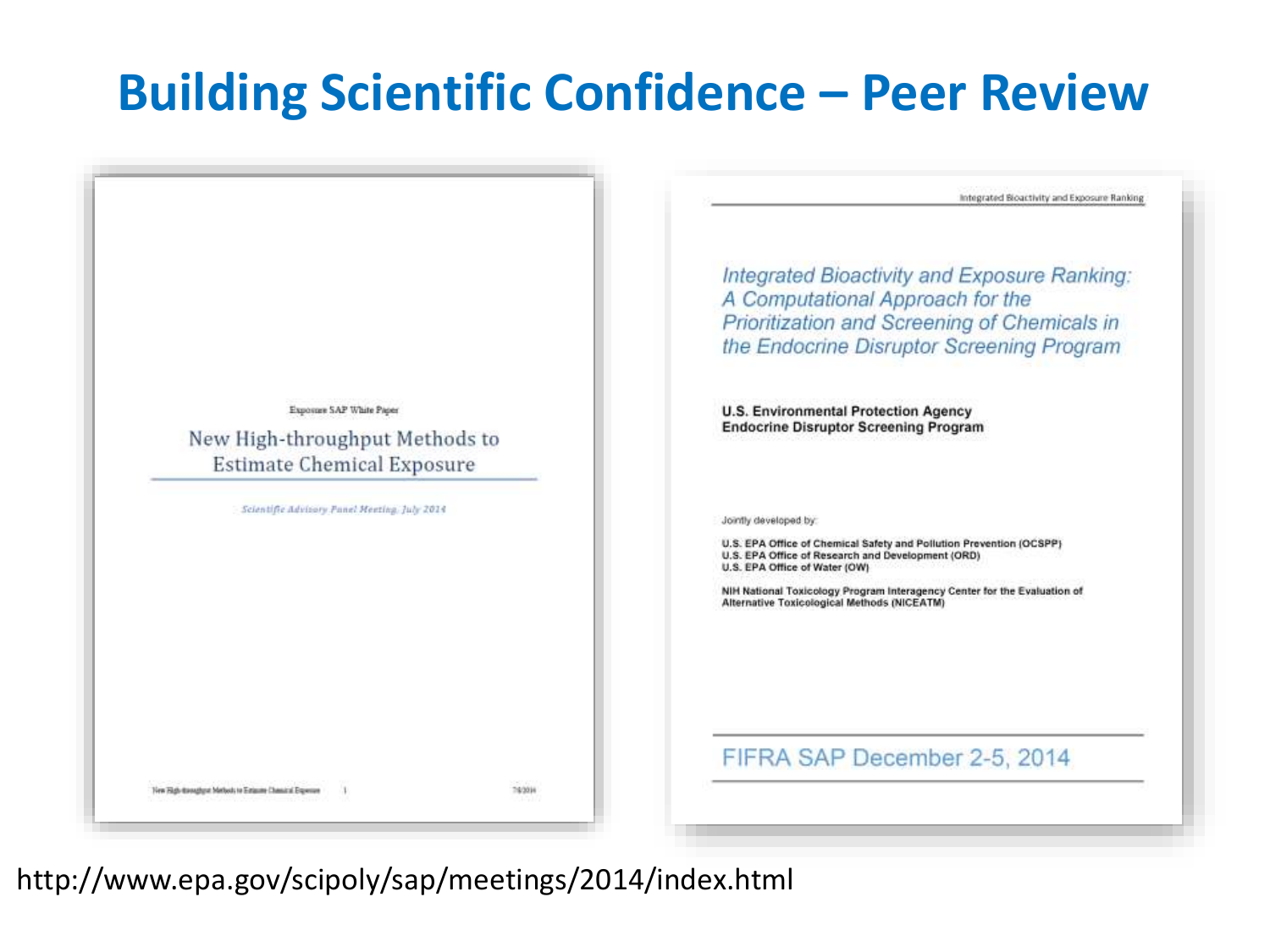# Building Scientific Confidence – Peer Review

Exposure SAP White Paper

## New High-throughput Methods to Estimate Chemical Exposure

*Scientific Advisory Panel Meeting, July 2014*

Integrated Bioactivity and Exposure Ranking

## *Integrated Bioactivity and Exposure Ranking: A Computational Approach for the Prioritization and Screening of Chemicals in the Endocrine Disruptor Screening Program*

**U.S. Environmental Protection Agency**
**Endocrine Disruptor Screening Program**

Jointly developed by:

**U.S. EPA Office of Chemical Safety and Pollution Prevention (OCSPP)**
**U.S. EPA Office of Research and Development (ORD)**
**U.S. EPA Office of Water (OW)**

**NIH National Toxicology Program Interagency Center for the Evaluation of Alternative Toxicological Methods (NICEATM)**

FIFRA SAP December 2-5, 2014

http://www.epa.gov/scipoly/sap/meetings/2014/index.html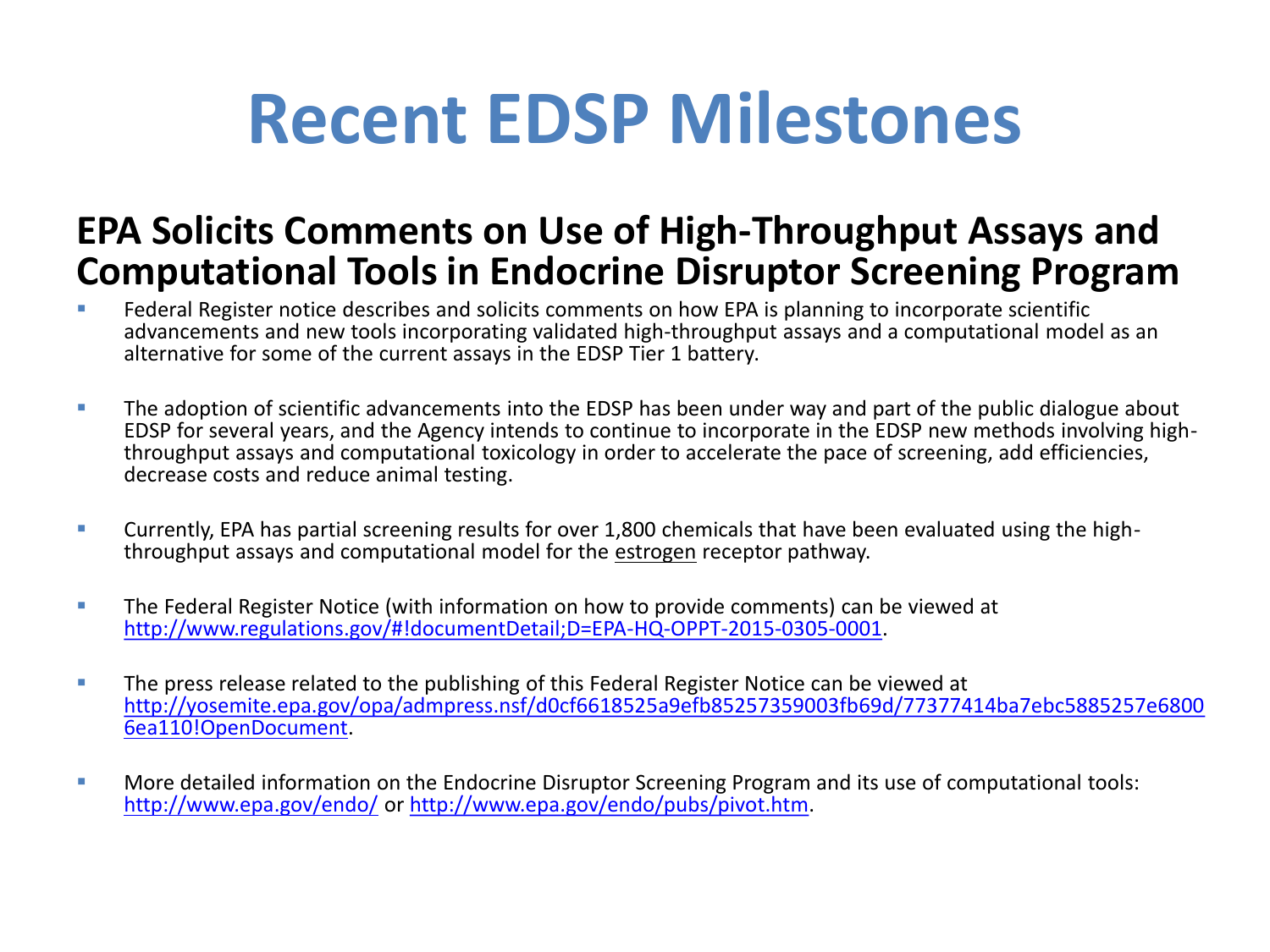# Recent EDSP Milestones

## EPA Solicits Comments on Use of High-Throughput Assays and Computational Tools in Endocrine Disruptor Screening Program

- Federal Register notice describes and solicits comments on how EPA is planning to incorporate scientific advancements and new tools incorporating validated high-throughput assays and a computational model as an alternative for some of the current assays in the EDSP Tier 1 battery.

- The adoption of scientific advancements into the EDSP has been under way and part of the public dialogue about EDSP for several years, and the Agency intends to continue to incorporate in the EDSP new methods involving high-throughput assays and computational toxicology in order to accelerate the pace of screening, add efficiencies, decrease costs and reduce animal testing.

- Currently, EPA has partial screening results for over 1,800 chemicals that have been evaluated using the high-throughput assays and computational model for the estrogen receptor pathway.

- The Federal Register Notice (with information on how to provide comments) can be viewed at http://www.regulations.gov/#!documentDetail;D=EPA-HQ-OPPT-2015-0305-0001.

- The press release related to the publishing of this Federal Register Notice can be viewed at http://yosemite.epa.gov/opa/admpress.nsf/d0cf6618525a9efb85257359003fb69d/77377414ba7ebc5885257e68006ea110!OpenDocument.

- More detailed information on the Endocrine Disruptor Screening Program and its use of computational tools: http://www.epa.gov/endo/ or http://www.epa.gov/endo/pubs/pivot.htm.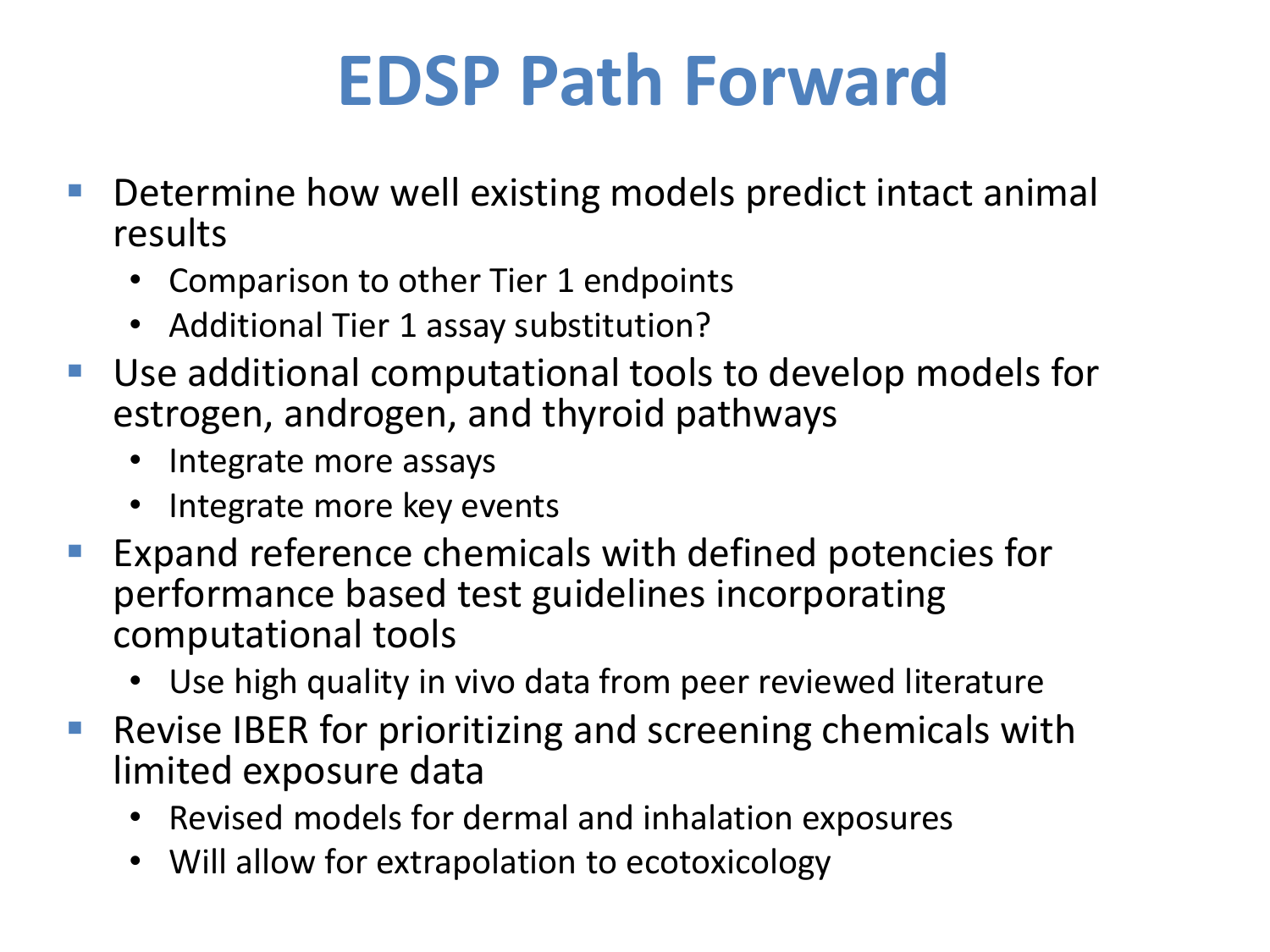# EDSP Path Forward

- Determine how well existing models predict intact animal results
  - Comparison to other Tier 1 endpoints
  - Additional Tier 1 assay substitution?
- Use additional computational tools to develop models for estrogen, androgen, and thyroid pathways
  - Integrate more assays
  - Integrate more key events
- Expand reference chemicals with defined potencies for performance based test guidelines incorporating computational tools
  - Use high quality in vivo data from peer reviewed literature
- Revise IBER for prioritizing and screening chemicals with limited exposure data
  - Revised models for dermal and inhalation exposures
  - Will allow for extrapolation to ecotoxicology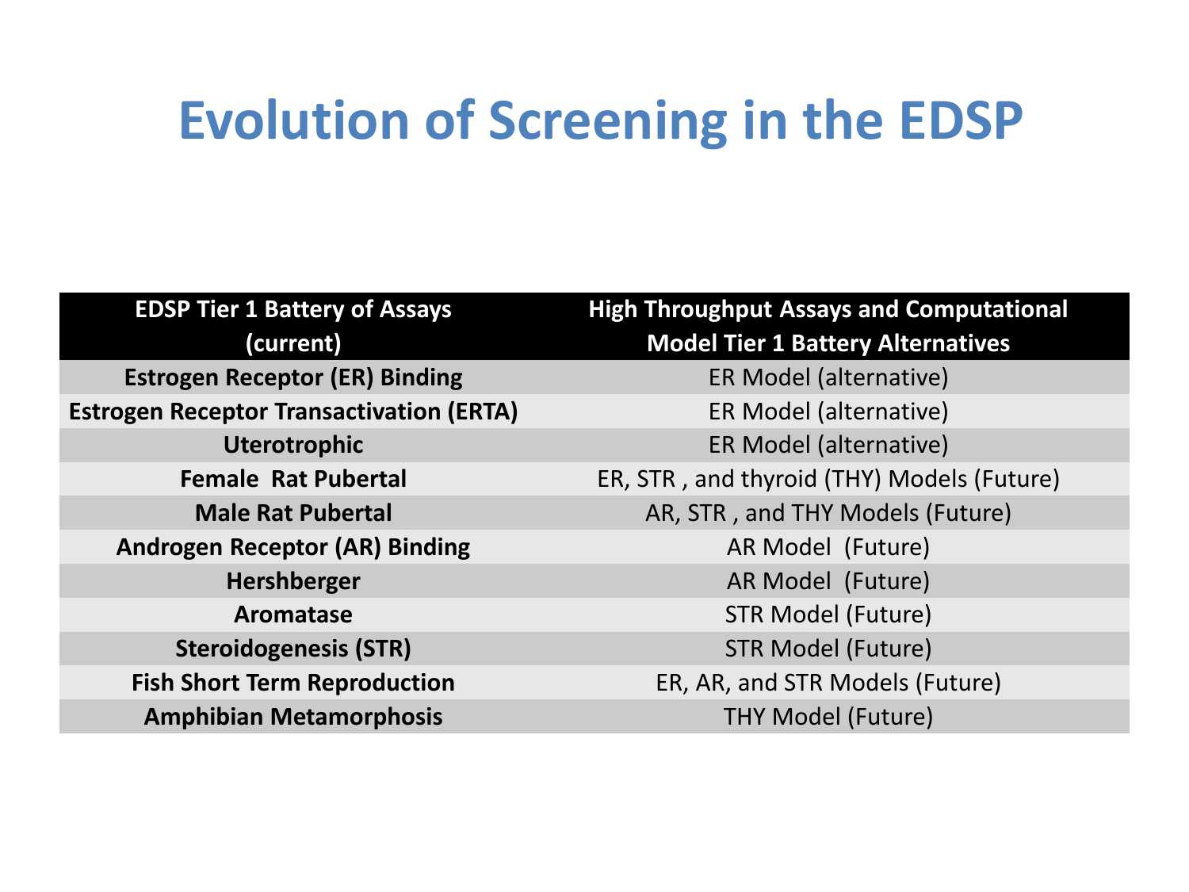# Evolution of Screening in the EDSP

| EDSP Tier 1 Battery of Assays (current) | High Throughput Assays and Computational Model Tier 1 Battery Alternatives |
| --- | --- |
| **Estrogen Receptor (ER) Binding** | ER Model (alternative) |
| **Estrogen Receptor Transactivation (ERTA)** | ER Model (alternative) |
| **Uterotrophic** | ER Model (alternative) |
| **Female Rat Pubertal** | ER, STR , and thyroid (THY) Models (Future) |
| **Male Rat Pubertal** | AR, STR , and THY Models (Future) |
| **Androgen Receptor (AR) Binding** | AR Model (Future) |
| **Hershberger** | AR Model (Future) |
| **Aromatase** | STR Model (Future) |
| **Steroidogenesis (STR)** | STR Model (Future) |
| **Fish Short Term Reproduction** | ER, AR, and STR Models (Future) |
| **Amphibian Metamorphosis** | THY Model (Future) |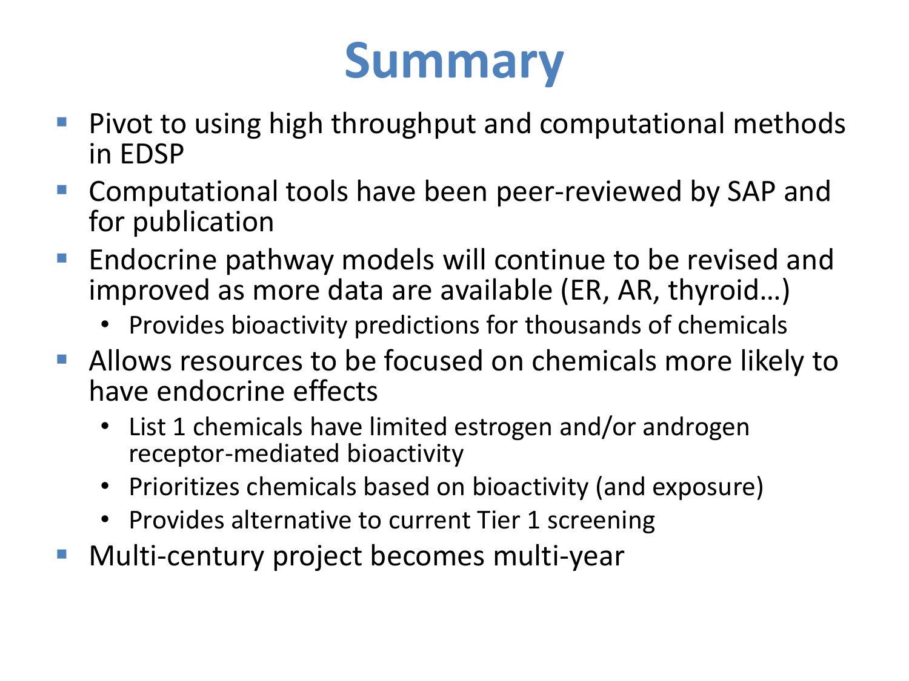# Summary

- Pivot to using high throughput and computational methods in EDSP
- Computational tools have been peer-reviewed by SAP and for publication
- Endocrine pathway models will continue to be revised and improved as more data are available (ER, AR, thyroid…)
  - Provides bioactivity predictions for thousands of chemicals
- Allows resources to be focused on chemicals more likely to have endocrine effects
  - List 1 chemicals have limited estrogen and/or androgen receptor-mediated bioactivity
  - Prioritizes chemicals based on bioactivity (and exposure)
  - Provides alternative to current Tier 1 screening
- Multi-century project becomes multi-year